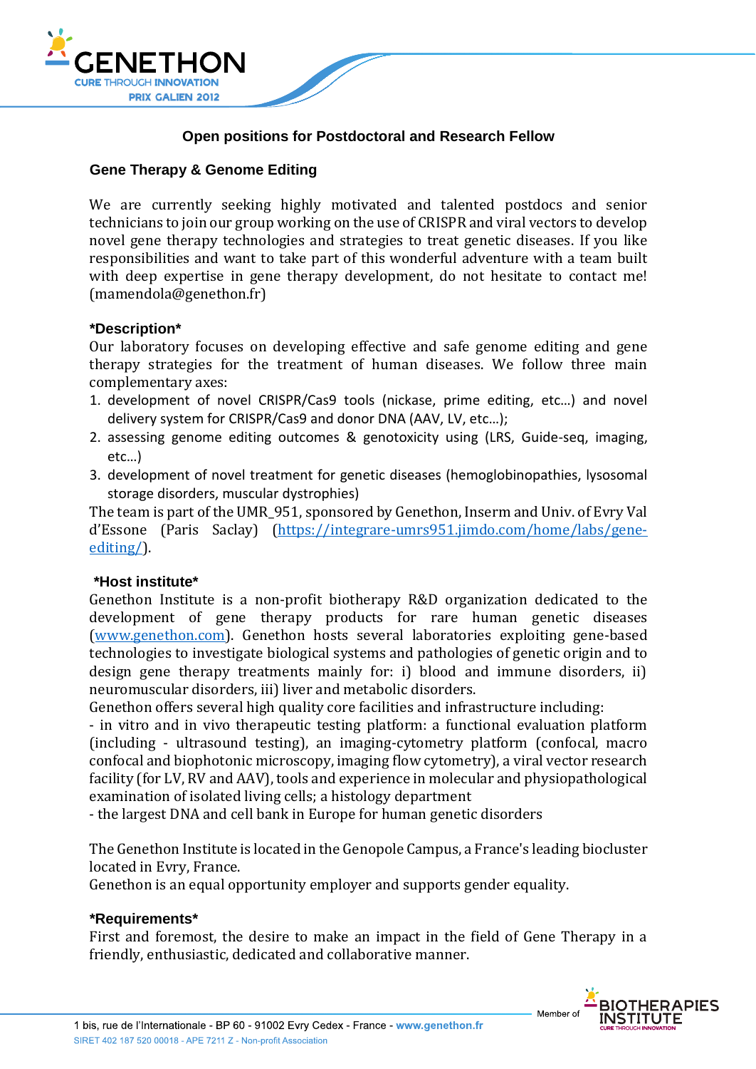## Open positions for Postdoctoral and Research Fellow

### Gene Therapy & Genome Editing

We are currently seeking highly motivated and talented postdocs and senior technicians to join our group working on the use of CRISPR and viral vectors to develop novel gene therapy technologies and strategies to treat genetic diseases. If you like responsibilities and want to take part of this wonderful adventure with a team built with deep expertise in gene therapy development, do not hesitate to contact me! (mamendola@genethon.fr)

**\*Description\***

Our laboratory focuses on developing effective and safe genome editing and gene therapy strategies for the treatment of human diseases. We follow three main complementary axes:

1. development of novel CRISPR/Cas9 tools (nickase, prime editing, etc…) and novel delivery system for CRISPR/Cas9 and donor DNA (AAV, LV, etc…);
2. assessing genome editing outcomes & genotoxicity using (LRS, Guide-seq, imaging, etc…)
3. development of novel treatment for genetic diseases (hemoglobinopathies, lysosomal storage disorders, muscular dystrophies)

The team is part of the UMR_951, sponsored by Genethon, Inserm and Univ. of Evry Val d'Essone (Paris Saclay) (https://integrare-umrs951.jimdo.com/home/labs/gene-editing/).

**\*Host institute\***

Genethon Institute is a non-profit biotherapy R&D organization dedicated to the development of gene therapy products for rare human genetic diseases (www.genethon.com). Genethon hosts several laboratories exploiting gene-based technologies to investigate biological systems and pathologies of genetic origin and to design gene therapy treatments mainly for: i) blood and immune disorders, ii) neuromuscular disorders, iii) liver and metabolic disorders.

Genethon offers several high quality core facilities and infrastructure including:

- in vitro and in vivo therapeutic testing platform: a functional evaluation platform (including - ultrasound testing), an imaging-cytometry platform (confocal, macro confocal and biophotonic microscopy, imaging flow cytometry), a viral vector research facility (for LV, RV and AAV), tools and experience in molecular and physiopathological examination of isolated living cells; a histology department
- the largest DNA and cell bank in Europe for human genetic disorders

The Genethon Institute is located in the Genopole Campus, a France's leading biocluster located in Evry, France.

Genethon is an equal opportunity employer and supports gender equality.

**\*Requirements\***

First and foremost, the desire to make an impact in the field of Gene Therapy in a friendly, enthusiastic, dedicated and collaborative manner.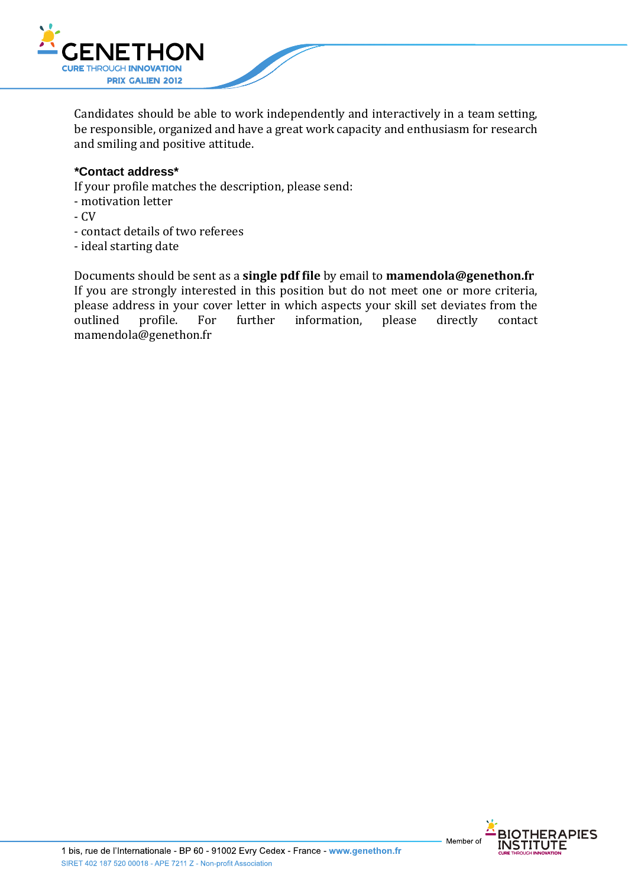Candidates should be able to work independently and interactively in a team setting, be responsible, organized and have a great work capacity and enthusiasm for research and smiling and positive attitude.

**\*Contact address\***

If your profile matches the description, please send:

- motivation letter
- CV
- contact details of two referees
- ideal starting date

Documents should be sent as a **single pdf file** by email to **mamendola@genethon.fr**
If you are strongly interested in this position but do not meet one or more criteria, please address in your cover letter in which aspects your skill set deviates from the outlined profile. For further information, please directly contact mamendola@genethon.fr